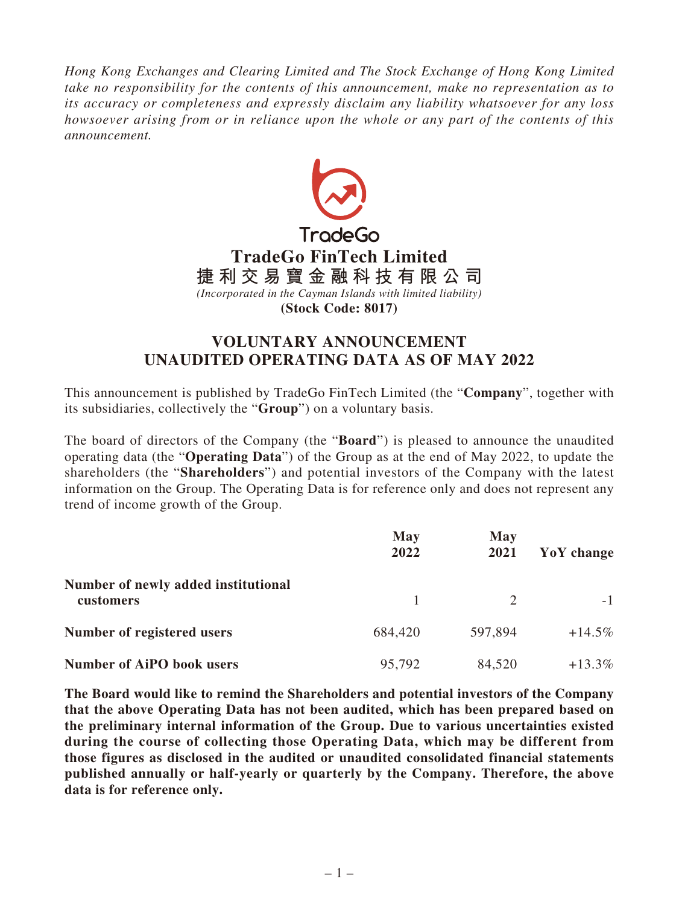*Hong Kong Exchanges and Clearing Limited and The Stock Exchange of Hong Kong Limited take no responsibility for the contents of this announcement, make no representation as to its accuracy or completeness and expressly disclaim any liability whatsoever for any loss howsoever arising from or in reliance upon the whole or any part of the contents of this announcement.*

TradeGo

# TradeGo FinTech Limited
# 捷利交易寶金融科技有限公司

*(Incorporated in the Cayman Islands with limited liability)*

**(Stock Code: 8017)**

## VOLUNTARY ANNOUNCEMENT
## UNAUDITED OPERATING DATA AS OF MAY 2022

This announcement is published by TradeGo FinTech Limited (the "**Company**", together with its subsidiaries, collectively the "**Group**") on a voluntary basis.

The board of directors of the Company (the "**Board**") is pleased to announce the unaudited operating data (the "**Operating Data**") of the Group as at the end of May 2022, to update the shareholders (the "**Shareholders**") and potential investors of the Company with the latest information on the Group. The Operating Data is for reference only and does not represent any trend of income growth of the Group.

| | **May 2022** | **May 2021** | **YoY change** |
|---|---|---|---|
| **Number of newly added institutional customers** | 1 | 2 | -1 |
| **Number of registered users** | 684,420 | 597,894 | +14.5% |
| **Number of AiPO book users** | 95,792 | 84,520 | +13.3% |

**The Board would like to remind the Shareholders and potential investors of the Company that the above Operating Data has not been audited, which has been prepared based on the preliminary internal information of the Group. Due to various uncertainties existed during the course of collecting those Operating Data, which may be different from those figures as disclosed in the audited or unaudited consolidated financial statements published annually or half-yearly or quarterly by the Company. Therefore, the above data is for reference only.**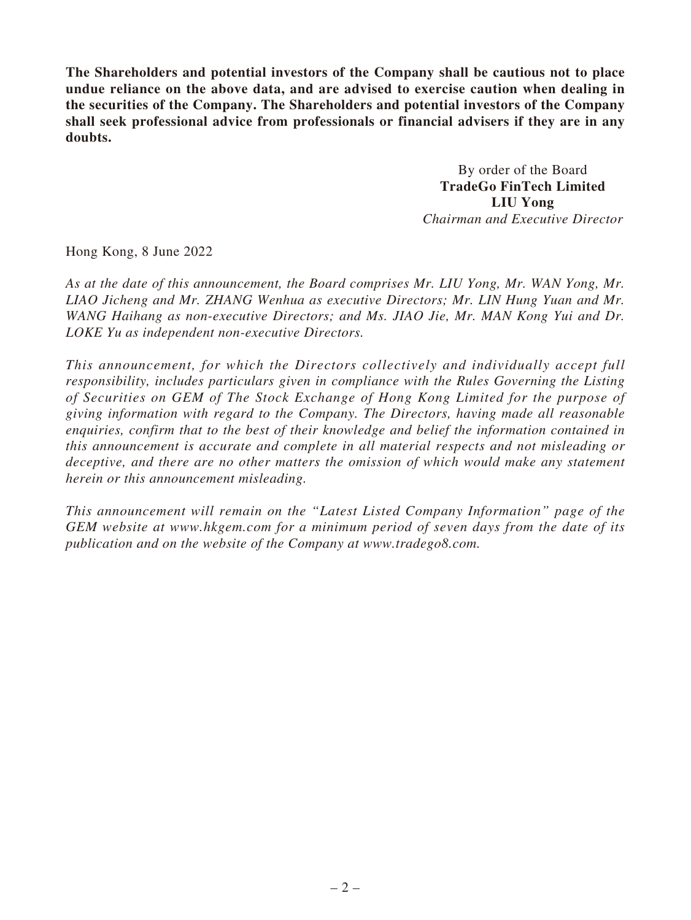**The Shareholders and potential investors of the Company shall be cautious not to place undue reliance on the above data, and are advised to exercise caution when dealing in the securities of the Company. The Shareholders and potential investors of the Company shall seek professional advice from professionals or financial advisers if they are in any doubts.**

By order of the Board
**TradeGo FinTech Limited**
**LIU Yong**
*Chairman and Executive Director*

Hong Kong, 8 June 2022

*As at the date of this announcement, the Board comprises Mr. LIU Yong, Mr. WAN Yong, Mr. LIAO Jicheng and Mr. ZHANG Wenhua as executive Directors; Mr. LIN Hung Yuan and Mr. WANG Haihang as non-executive Directors; and Ms. JIAO Jie, Mr. MAN Kong Yui and Dr. LOKE Yu as independent non-executive Directors.*

*This announcement, for which the Directors collectively and individually accept full responsibility, includes particulars given in compliance with the Rules Governing the Listing of Securities on GEM of The Stock Exchange of Hong Kong Limited for the purpose of giving information with regard to the Company. The Directors, having made all reasonable enquiries, confirm that to the best of their knowledge and belief the information contained in this announcement is accurate and complete in all material respects and not misleading or deceptive, and there are no other matters the omission of which would make any statement herein or this announcement misleading.*

*This announcement will remain on the "Latest Listed Company Information" page of the GEM website at www.hkgem.com for a minimum period of seven days from the date of its publication and on the website of the Company at www.tradego8.com.*